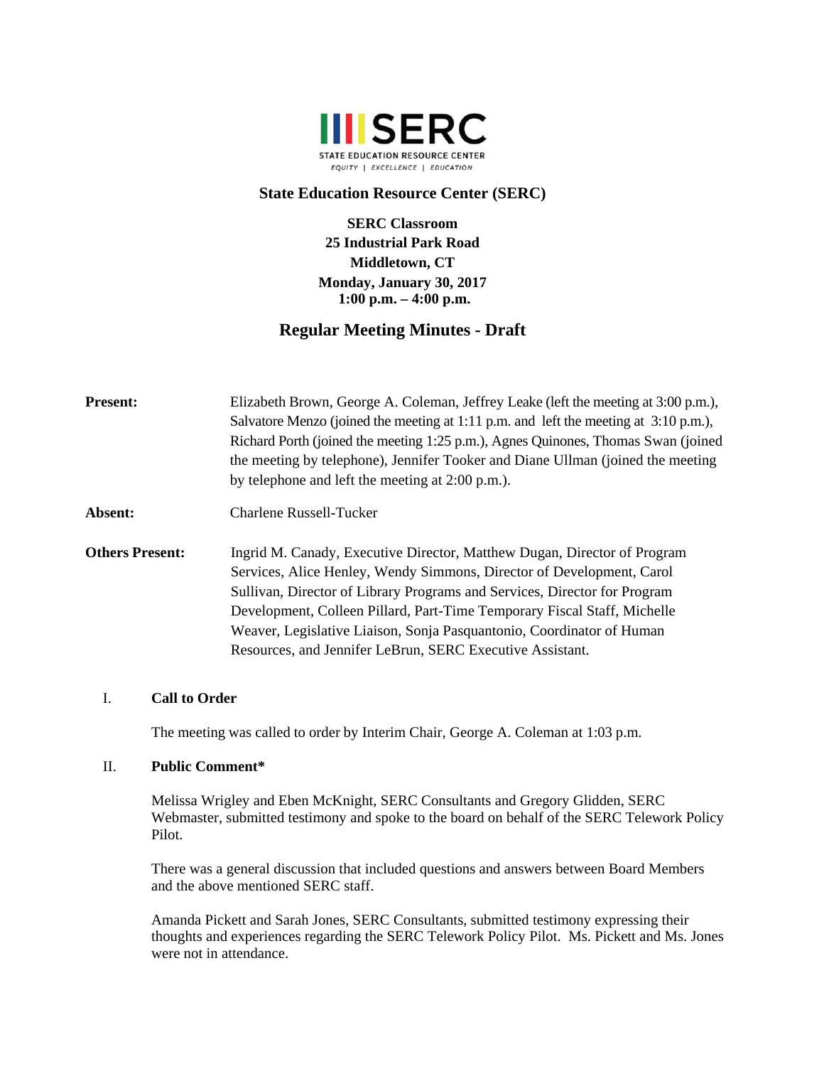**SERC**

STATE EDUCATION RESOURCE CENTER

*EQUITY | EXCELLENCE | EDUCATION*

# State Education Resource Center (SERC)

**SERC Classroom**
**25 Industrial Park Road**
**Middletown, CT**
**Monday, January 30, 2017**
**1:00 p.m. – 4:00 p.m.**

## Regular Meeting Minutes - Draft

**Present:** Elizabeth Brown, George A. Coleman, Jeffrey Leake (left the meeting at 3:00 p.m.), Salvatore Menzo (joined the meeting at 1:11 p.m. and left the meeting at 3:10 p.m.), Richard Porth (joined the meeting 1:25 p.m.), Agnes Quinones, Thomas Swan (joined the meeting by telephone), Jennifer Tooker and Diane Ullman (joined the meeting by telephone and left the meeting at 2:00 p.m.).

**Absent:** Charlene Russell-Tucker

**Others Present:** Ingrid M. Canady, Executive Director, Matthew Dugan, Director of Program Services, Alice Henley, Wendy Simmons, Director of Development, Carol Sullivan, Director of Library Programs and Services, Director for Program Development, Colleen Pillard, Part-Time Temporary Fiscal Staff, Michelle Weaver, Legislative Liaison, Sonja Pasquantonio, Coordinator of Human Resources, and Jennifer LeBrun, SERC Executive Assistant.

### I. Call to Order

The meeting was called to order by Interim Chair, George A. Coleman at 1:03 p.m.

### II. Public Comment*

Melissa Wrigley and Eben McKnight, SERC Consultants and Gregory Glidden, SERC Webmaster, submitted testimony and spoke to the board on behalf of the SERC Telework Policy Pilot.

There was a general discussion that included questions and answers between Board Members and the above mentioned SERC staff.

Amanda Pickett and Sarah Jones, SERC Consultants, submitted testimony expressing their thoughts and experiences regarding the SERC Telework Policy Pilot. Ms. Pickett and Ms. Jones were not in attendance.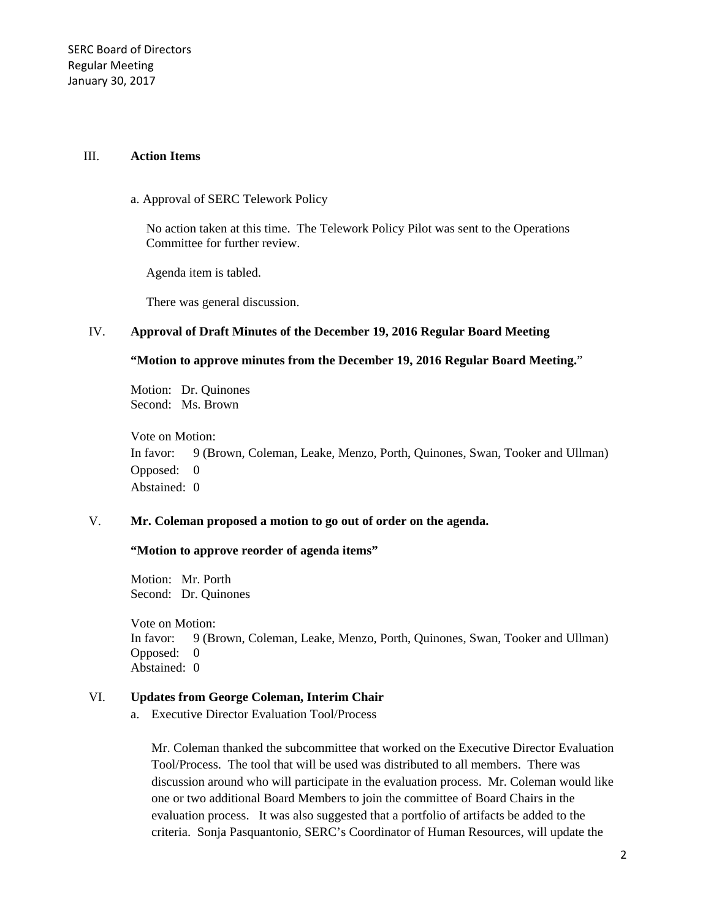## III. **Action Items**

a. Approval of SERC Telework Policy

No action taken at this time. The Telework Policy Pilot was sent to the Operations Committee for further review.

Agenda item is tabled.

There was general discussion.

## IV. **Approval of Draft Minutes of the December 19, 2016 Regular Board Meeting**

**"Motion to approve minutes from the December 19, 2016 Regular Board Meeting.**"

Motion: Dr. Quinones
Second: Ms. Brown

Vote on Motion:
In favor: 9 (Brown, Coleman, Leake, Menzo, Porth, Quinones, Swan, Tooker and Ullman)
Opposed: 0
Abstained: 0

## V. **Mr. Coleman proposed a motion to go out of order on the agenda.**

**"Motion to approve reorder of agenda items"**

Motion: Mr. Porth
Second: Dr. Quinones

Vote on Motion:
In favor: 9 (Brown, Coleman, Leake, Menzo, Porth, Quinones, Swan, Tooker and Ullman)
Opposed: 0
Abstained: 0

## VI. **Updates from George Coleman, Interim Chair**

a. Executive Director Evaluation Tool/Process

Mr. Coleman thanked the subcommittee that worked on the Executive Director Evaluation Tool/Process. The tool that will be used was distributed to all members. There was discussion around who will participate in the evaluation process. Mr. Coleman would like one or two additional Board Members to join the committee of Board Chairs in the evaluation process. It was also suggested that a portfolio of artifacts be added to the criteria. Sonja Pasquantonio, SERC's Coordinator of Human Resources, will update the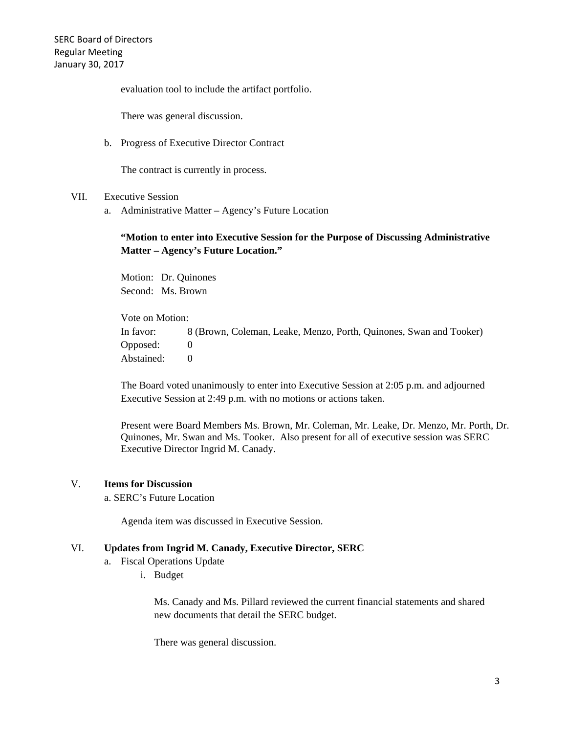evaluation tool to include the artifact portfolio.

There was general discussion.

b. Progress of Executive Director Contract

The contract is currently in process.

VII. Executive Session

a. Administrative Matter – Agency's Future Location

**"Motion to enter into Executive Session for the Purpose of Discussing Administrative Matter – Agency's Future Location."**

Motion: Dr. Quinones
Second: Ms. Brown

Vote on Motion:
In favor: 8 (Brown, Coleman, Leake, Menzo, Porth, Quinones, Swan and Tooker)
Opposed: 0
Abstained: 0

The Board voted unanimously to enter into Executive Session at 2:05 p.m. and adjourned Executive Session at 2:49 p.m. with no motions or actions taken.

Present were Board Members Ms. Brown, Mr. Coleman, Mr. Leake, Dr. Menzo, Mr. Porth, Dr. Quinones, Mr. Swan and Ms. Tooker. Also present for all of executive session was SERC Executive Director Ingrid M. Canady.

V. **Items for Discussion**

a. SERC's Future Location

Agenda item was discussed in Executive Session.

VI. **Updates from Ingrid M. Canady, Executive Director, SERC**

a. Fiscal Operations Update

i. Budget

Ms. Canady and Ms. Pillard reviewed the current financial statements and shared new documents that detail the SERC budget.

There was general discussion.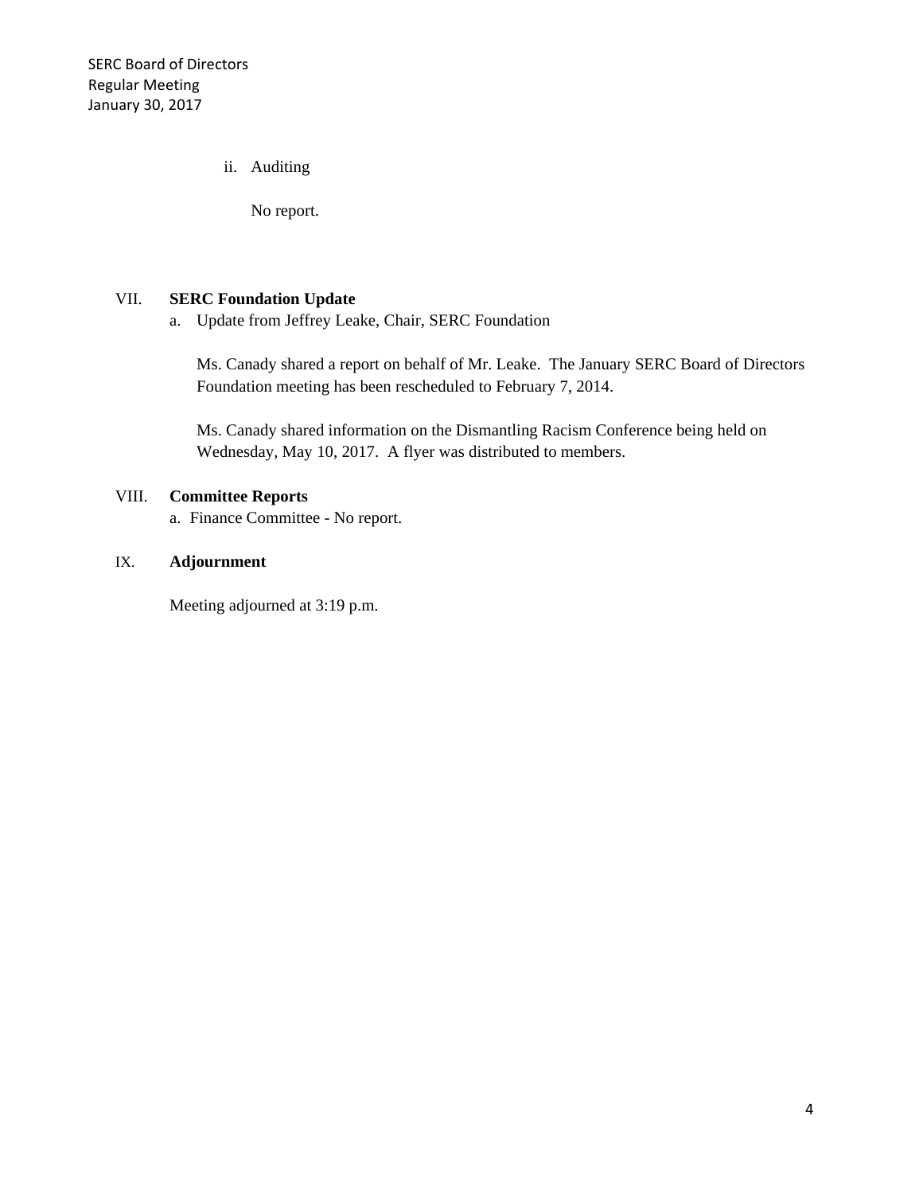ii. Auditing

No report.

VII. **SERC Foundation Update**

a. Update from Jeffrey Leake, Chair, SERC Foundation

Ms. Canady shared a report on behalf of Mr. Leake. The January SERC Board of Directors Foundation meeting has been rescheduled to February 7, 2014.

Ms. Canady shared information on the Dismantling Racism Conference being held on Wednesday, May 10, 2017. A flyer was distributed to members.

VIII. **Committee Reports**

a. Finance Committee - No report.

IX. **Adjournment**

Meeting adjourned at 3:19 p.m.